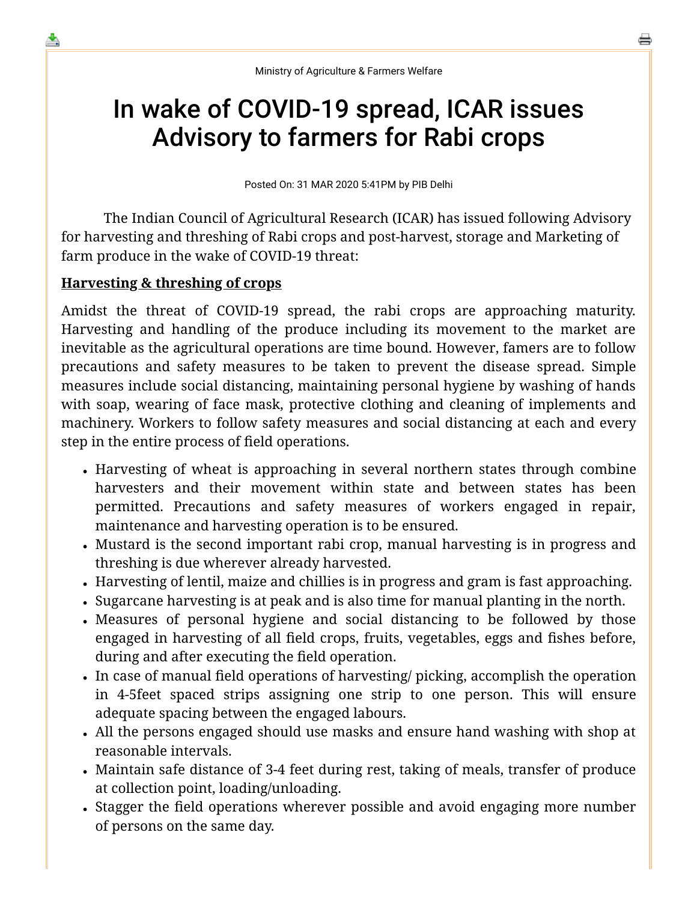Ministry of Agriculture & Farmers Welfare

# In wake of COVID-19 spread, ICAR issues Advisory to farmers for Rabi crops

Posted On: 31 MAR 2020 5:41PM by PIB Delhi

The Indian Council of Agricultural Research (ICAR) has issued following Advisory for harvesting and threshing of Rabi crops and post-harvest, storage and Marketing of farm produce in the wake of COVID-19 threat:

**Harvesting & threshing of crops**

Amidst the threat of COVID-19 spread, the rabi crops are approaching maturity. Harvesting and handling of the produce including its movement to the market are inevitable as the agricultural operations are time bound. However, famers are to follow precautions and safety measures to be taken to prevent the disease spread. Simple measures include social distancing, maintaining personal hygiene by washing of hands with soap, wearing of face mask, protective clothing and cleaning of implements and machinery. Workers to follow safety measures and social distancing at each and every step in the entire process of field operations.

- Harvesting of wheat is approaching in several northern states through combine harvesters and their movement within state and between states has been permitted. Precautions and safety measures of workers engaged in repair, maintenance and harvesting operation is to be ensured.
- Mustard is the second important rabi crop, manual harvesting is in progress and threshing is due wherever already harvested.
- Harvesting of lentil, maize and chillies is in progress and gram is fast approaching.
- Sugarcane harvesting is at peak and is also time for manual planting in the north.
- Measures of personal hygiene and social distancing to be followed by those engaged in harvesting of all field crops, fruits, vegetables, eggs and fishes before, during and after executing the field operation.
- In case of manual field operations of harvesting/ picking, accomplish the operation in 4-5feet spaced strips assigning one strip to one person. This will ensure adequate spacing between the engaged labours.
- All the persons engaged should use masks and ensure hand washing with shop at reasonable intervals.
- Maintain safe distance of 3-4 feet during rest, taking of meals, transfer of produce at collection point, loading/unloading.
- Stagger the field operations wherever possible and avoid engaging more number of persons on the same day.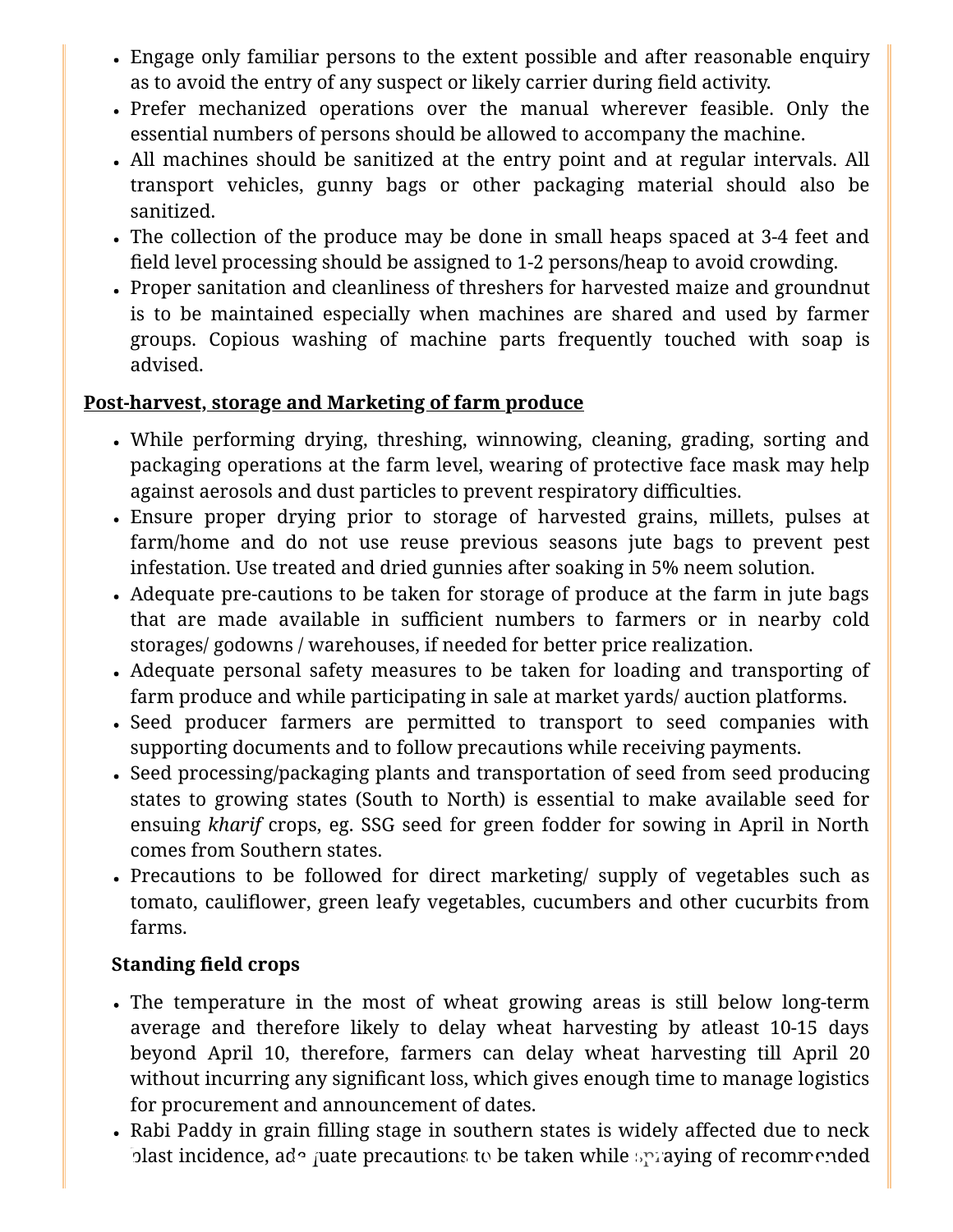- Engage only familiar persons to the extent possible and after reasonable enquiry as to avoid the entry of any suspect or likely carrier during field activity.
- Prefer mechanized operations over the manual wherever feasible. Only the essential numbers of persons should be allowed to accompany the machine.
- All machines should be sanitized at the entry point and at regular intervals. All transport vehicles, gunny bags or other packaging material should also be sanitized.
- The collection of the produce may be done in small heaps spaced at 3-4 feet and field level processing should be assigned to 1-2 persons/heap to avoid crowding.
- Proper sanitation and cleanliness of threshers for harvested maize and groundnut is to be maintained especially when machines are shared and used by farmer groups. Copious washing of machine parts frequently touched with soap is advised.

**<u>Post-harvest, storage and Marketing of farm produce</u>**

- While performing drying, threshing, winnowing, cleaning, grading, sorting and packaging operations at the farm level, wearing of protective face mask may help against aerosols and dust particles to prevent respiratory difficulties.
- Ensure proper drying prior to storage of harvested grains, millets, pulses at farm/home and do not use reuse previous seasons jute bags to prevent pest infestation. Use treated and dried gunnies after soaking in 5% neem solution.
- Adequate pre-cautions to be taken for storage of produce at the farm in jute bags that are made available in sufficient numbers to farmers or in nearby cold storages/ godowns / warehouses, if needed for better price realization.
- Adequate personal safety measures to be taken for loading and transporting of farm produce and while participating in sale at market yards/ auction platforms.
- Seed producer farmers are permitted to transport to seed companies with supporting documents and to follow precautions while receiving payments.
- Seed processing/packaging plants and transportation of seed from seed producing states to growing states (South to North) is essential to make available seed for ensuing *kharif* crops, eg. SSG seed for green fodder for sowing in April in North comes from Southern states.
- Precautions to be followed for direct marketing/ supply of vegetables such as tomato, cauliflower, green leafy vegetables, cucumbers and other cucurbits from farms.

**Standing field crops**

- The temperature in the most of wheat growing areas is still below long-term average and therefore likely to delay wheat harvesting by atleast 10-15 days beyond April 10, therefore, farmers can delay wheat harvesting till April 20 without incurring any significant loss, which gives enough time to manage logistics for procurement and announcement of dates.
- Rabi Paddy in grain filling stage in southern states is widely affected due to neck blast incidence, adequate precautions to be taken while spraying of recommended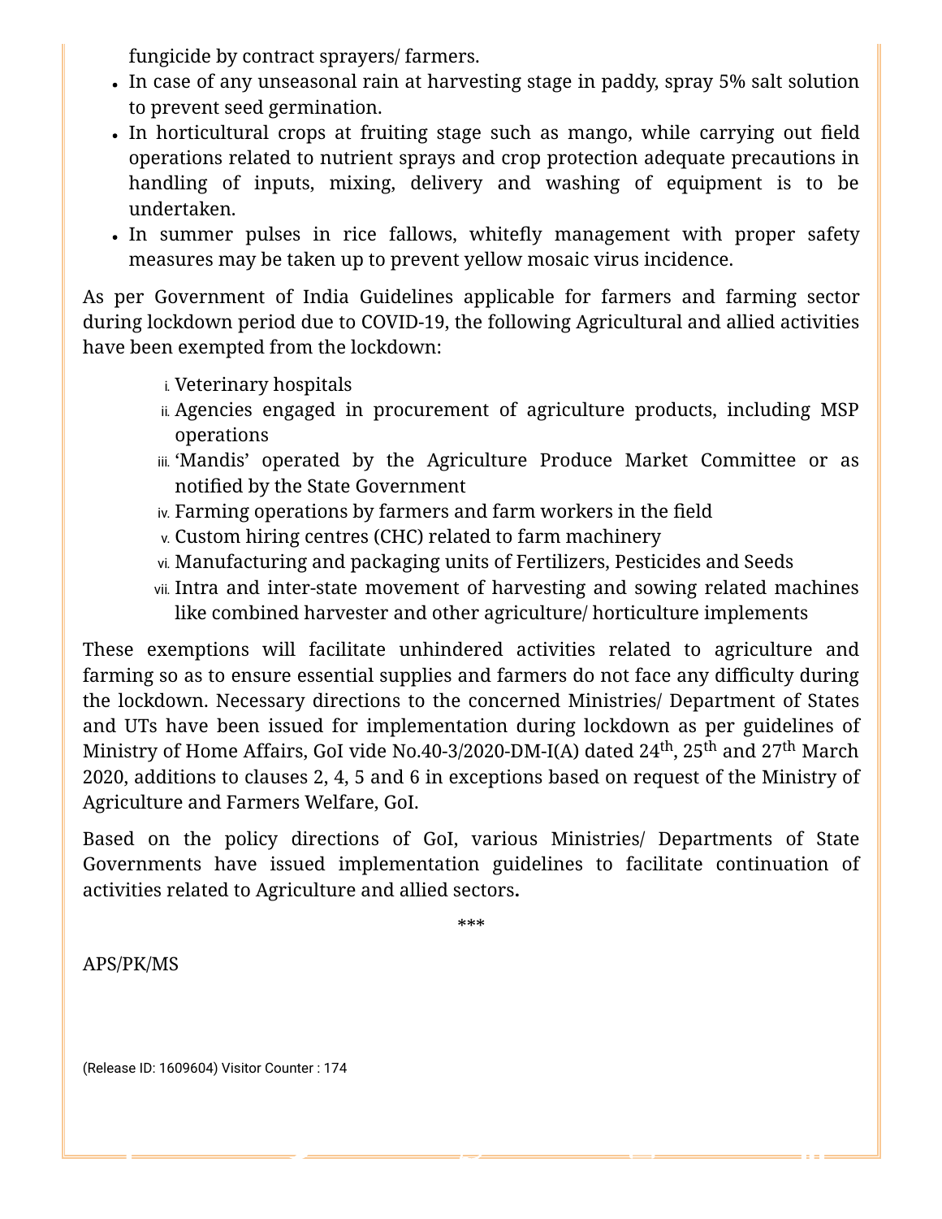fungicide by contract sprayers/ farmers.

- In case of any unseasonal rain at harvesting stage in paddy, spray 5% salt solution to prevent seed germination.
- In horticultural crops at fruiting stage such as mango, while carrying out field operations related to nutrient sprays and crop protection adequate precautions in handling of inputs, mixing, delivery and washing of equipment is to be undertaken.
- In summer pulses in rice fallows, whitefly management with proper safety measures may be taken up to prevent yellow mosaic virus incidence.

As per Government of India Guidelines applicable for farmers and farming sector during lockdown period due to COVID-19, the following Agricultural and allied activities have been exempted from the lockdown:

i. Veterinary hospitals
ii. Agencies engaged in procurement of agriculture products, including MSP operations
iii. 'Mandis' operated by the Agriculture Produce Market Committee or as notified by the State Government
iv. Farming operations by farmers and farm workers in the field
v. Custom hiring centres (CHC) related to farm machinery
vi. Manufacturing and packaging units of Fertilizers, Pesticides and Seeds
vii. Intra and inter-state movement of harvesting and sowing related machines like combined harvester and other agriculture/ horticulture implements

These exemptions will facilitate unhindered activities related to agriculture and farming so as to ensure essential supplies and farmers do not face any difficulty during the lockdown. Necessary directions to the concerned Ministries/ Department of States and UTs have been issued for implementation during lockdown as per guidelines of Ministry of Home Affairs, GoI vide No.40-3/2020-DM-I(A) dated 24th, 25th and 27th March 2020, additions to clauses 2, 4, 5 and 6 in exceptions based on request of the Ministry of Agriculture and Farmers Welfare, GoI.

Based on the policy directions of GoI, various Ministries/ Departments of State Governments have issued implementation guidelines to facilitate continuation of activities related to Agriculture and allied sectors**.**

***

APS/PK/MS

(Release ID: 1609604) Visitor Counter : 174